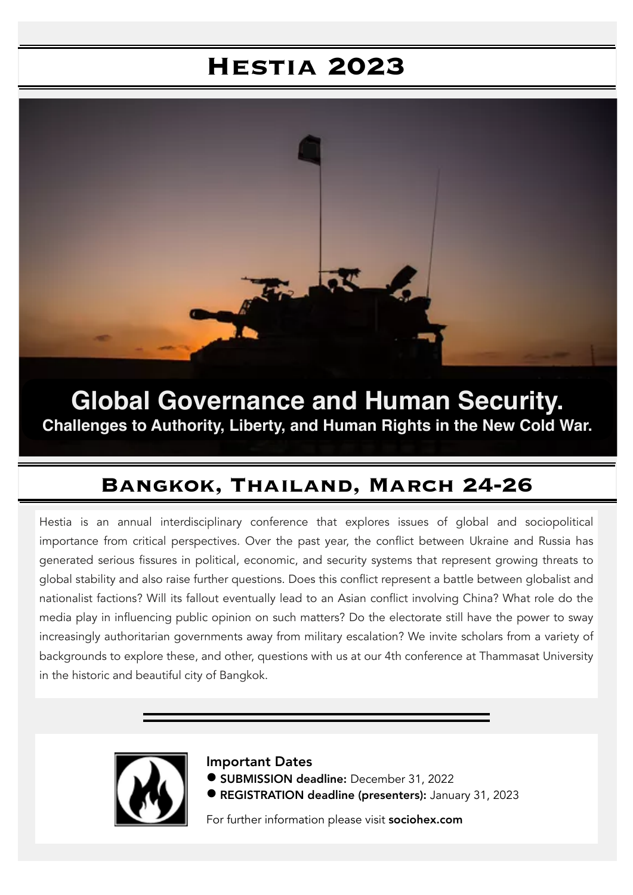# Hestia 2023

## Global Governance and Human Security.

### Challenges to Authority, Liberty, and Human Rights in the New Cold War.

## Bangkok, Thailand, March 24-26

Hestia is an annual interdisciplinary conference that explores issues of global and sociopolitical importance from critical perspectives. Over the past year, the conflict between Ukraine and Russia has generated serious fissures in political, economic, and security systems that represent growing threats to global stability and also raise further questions. Does this conflict represent a battle between globalist and nationalist factions? Will its fallout eventually lead to an Asian conflict involving China? What role do the media play in influencing public opinion on such matters? Do the electorate still have the power to sway increasingly authoritarian governments away from military escalation? We invite scholars from a variety of backgrounds to explore these, and other, questions with us at our 4th conference at Thammasat University in the historic and beautiful city of Bangkok.

### Important Dates

- **SUBMISSION deadline:** December 31, 2022
- **REGISTRATION deadline (presenters):** January 31, 2023

For further information please visit **sociohex.com**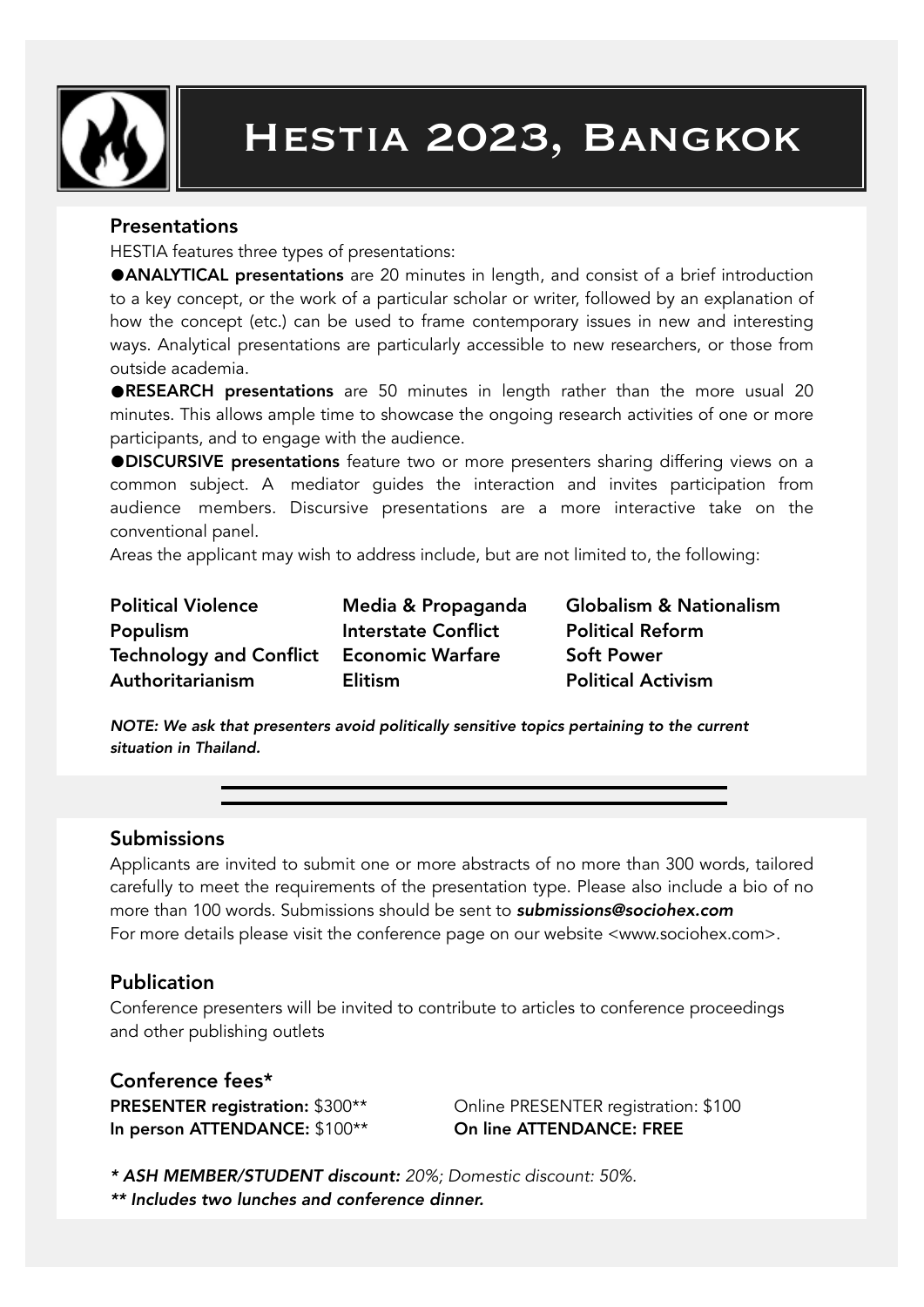# Hestia 2023, Bangkok

## Presentations

HESTIA features three types of presentations:

- **ANALYTICAL presentations** are 20 minutes in length, and consist of a brief introduction to a key concept, or the work of a particular scholar or writer, followed by an explanation of how the concept (etc.) can be used to frame contemporary issues in new and interesting ways. Analytical presentations are particularly accessible to new researchers, or those from outside academia.
- **RESEARCH presentations** are 50 minutes in length rather than the more usual 20 minutes. This allows ample time to showcase the ongoing research activities of one or more participants, and to engage with the audience.
- **DISCURSIVE presentations** feature two or more presenters sharing differing views on a common subject. A mediator guides the interaction and invites participation from audience members. Discursive presentations are a more interactive take on the conventional panel.

Areas the applicant may wish to address include, but are not limited to, the following:

- **Political Violence**
- **Populism**
- **Technology and Conflict**
- **Authoritarianism**
- **Media & Propaganda**
- **Interstate Conflict**
- **Economic Warfare**
- **Elitism**
- **Globalism & Nationalism**
- **Political Reform**
- **Soft Power**
- **Political Activism**

***NOTE: We ask that presenters avoid politically sensitive topics pertaining to the current situation in Thailand.***

## Submissions

Applicants are invited to submit one or more abstracts of no more than 300 words, tailored carefully to meet the requirements of the presentation type. Please also include a bio of no more than 100 words. Submissions should be sent to ***submissions@sociohex.com***
For more details please visit the conference page on our website <www.sociohex.com>.

## Publication

Conference presenters will be invited to contribute to articles to conference proceedings and other publishing outlets

## Conference fees*

**PRESENTER registration:** $300**
**In person ATTENDANCE:** $100**
Online PRESENTER registration: $100
**On line ATTENDANCE: FREE**

*\* **ASH MEMBER/STUDENT discount:** 20%; Domestic discount: 50%.*
***\*\* Includes two lunches and conference dinner.***